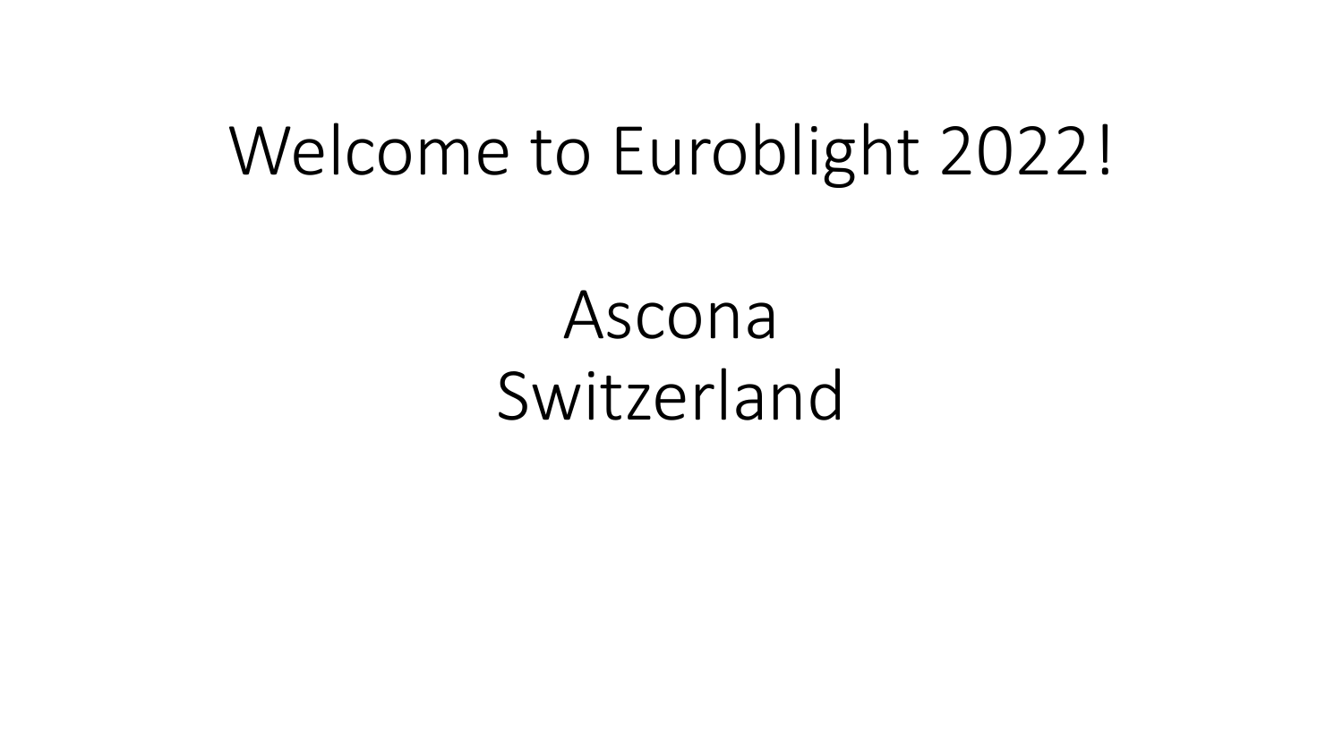# Welcome to Euroblight 2022!

Ascona
Switzerland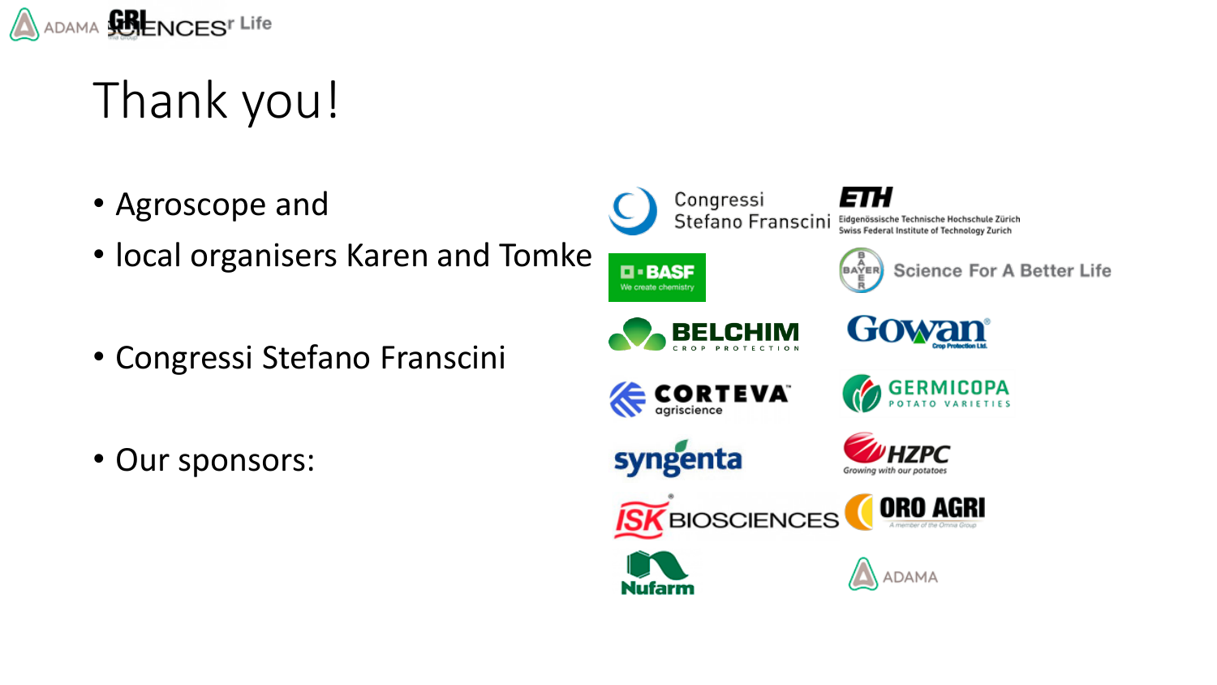# Thank you!

- Agroscope and
- local organisers Karen and Tomke

- Congressi Stefano Franscini

- Our sponsors: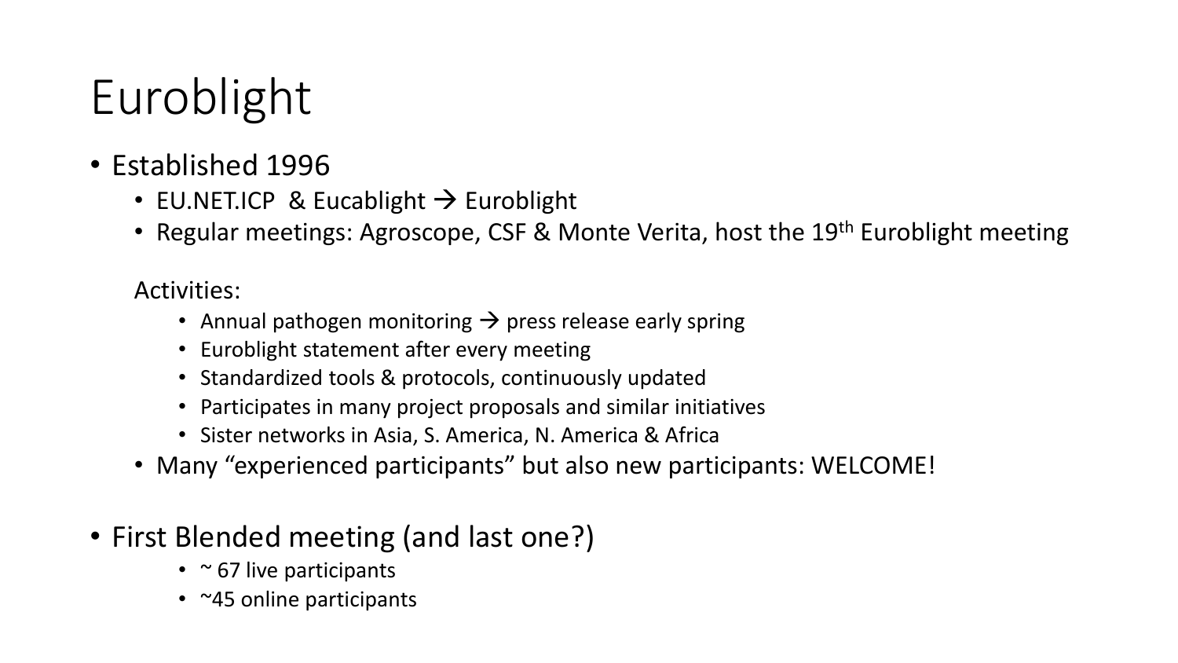# Euroblight

- Established 1996
  - EU.NET.ICP & Eucablight → Euroblight
  - Regular meetings: Agroscope, CSF & Monte Verita, host the 19th Euroblight meeting

  Activities:
    - Annual pathogen monitoring → press release early spring
    - Euroblight statement after every meeting
    - Standardized tools & protocols, continuously updated
    - Participates in many project proposals and similar initiatives
    - Sister networks in Asia, S. America, N. America & Africa
  - Many "experienced participants" but also new participants: WELCOME!

- First Blended meeting (and last one?)
    - ~ 67 live participants
    - ~45 online participants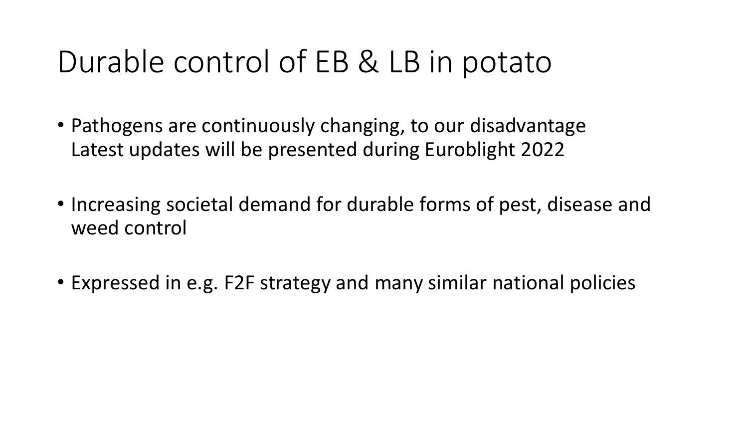# Durable control of EB & LB in potato

- Pathogens are continuously changing, to our disadvantage
  Latest updates will be presented during Euroblight 2022
- Increasing societal demand for durable forms of pest, disease and weed control
- Expressed in e.g. F2F strategy and many similar national policies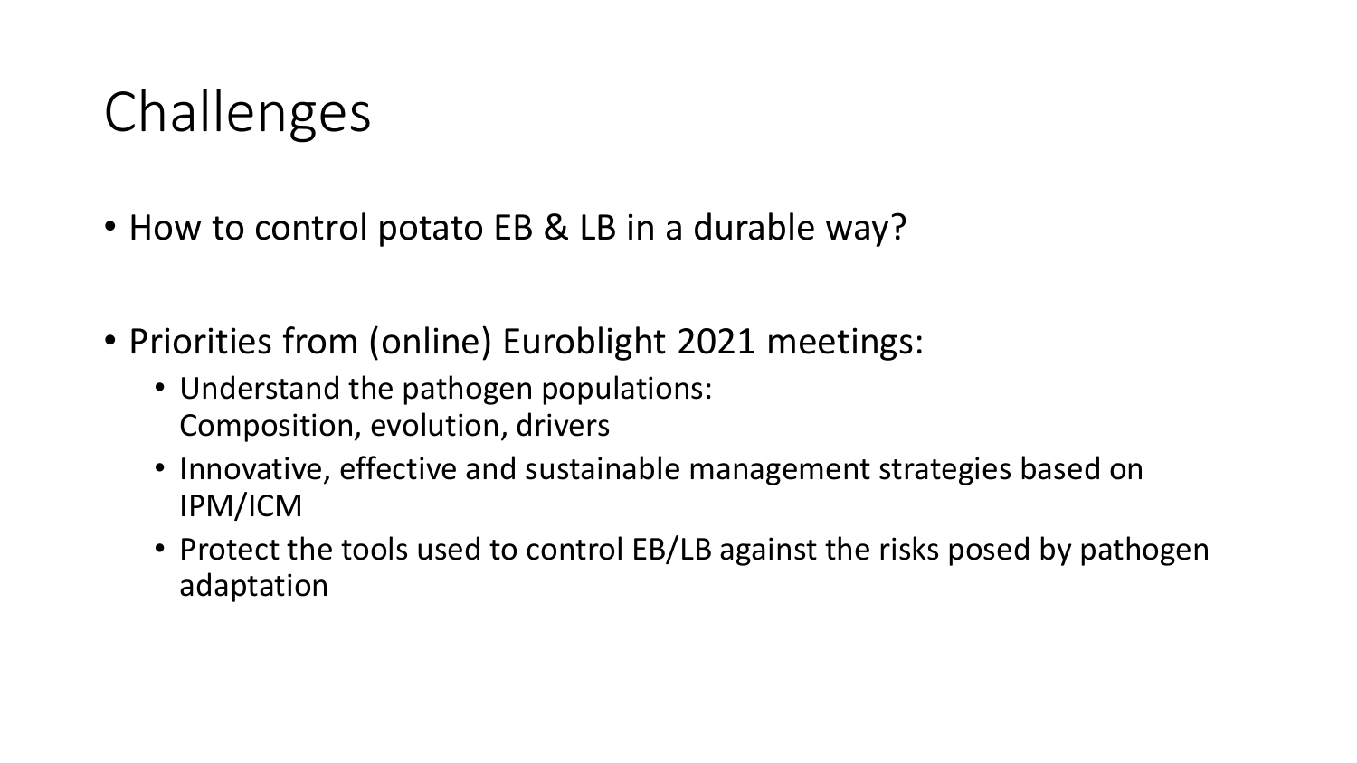# Challenges

- How to control potato EB & LB in a durable way?

- Priorities from (online) Euroblight 2021 meetings:
  - Understand the pathogen populations:
    Composition, evolution, drivers
  - Innovative, effective and sustainable management strategies based on IPM/ICM
  - Protect the tools used to control EB/LB against the risks posed by pathogen adaptation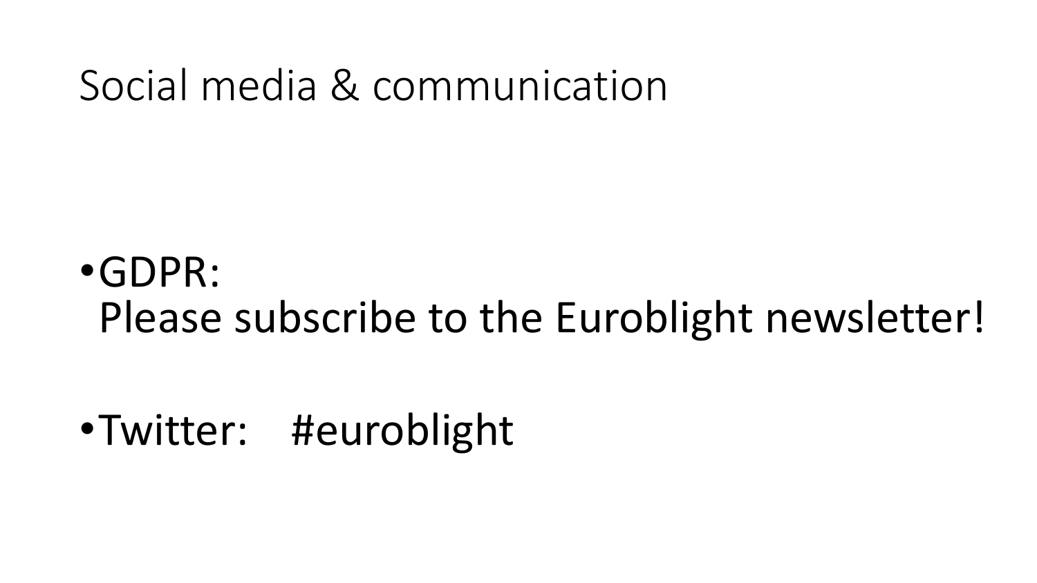# Social media & communication

- GDPR:
  Please subscribe to the Euroblight newsletter!
- Twitter: #euroblight